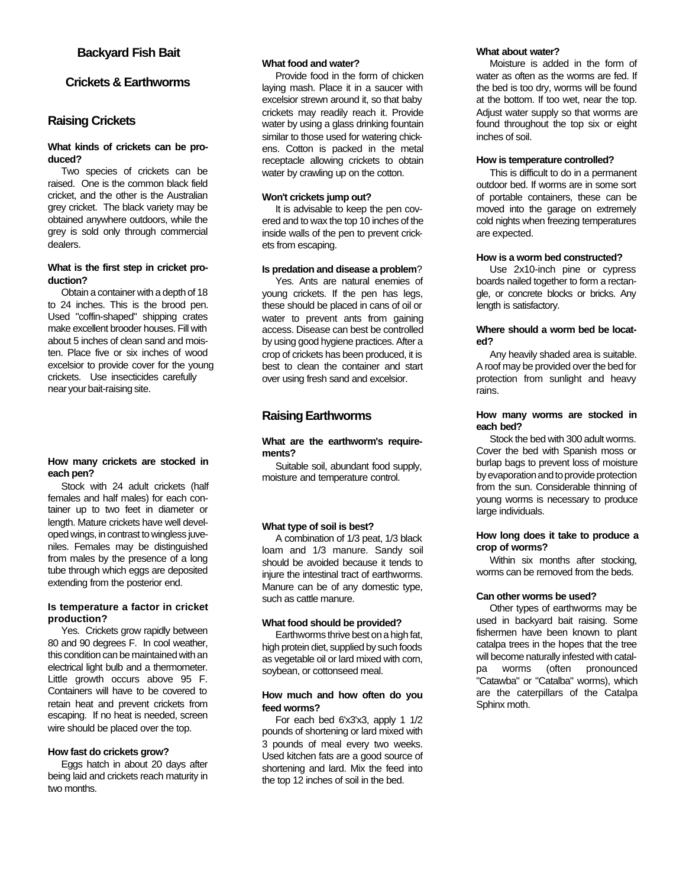# Backyard Fish Bait

## Crickets & Earthworms

## Raising Crickets

**What kinds of crickets can be produced?**

Two species of crickets can be raised. One is the common black field cricket, and the other is the Australian grey cricket. The black variety may be obtained anywhere outdoors, while the grey is sold only through commercial dealers.

**What is the first step in cricket production?**

Obtain a container with a depth of 18 to 24 inches. This is the brood pen. Used "coffin-shaped" shipping crates make excellent brooder houses. Fill with about 5 inches of clean sand and moisten. Place five or six inches of wood excelsior to provide cover for the young crickets. Use insecticides carefully near your bait-raising site.

**How many crickets are stocked in each pen?**

Stock with 24 adult crickets (half females and half males) for each container up to two feet in diameter or length. Mature crickets have well developed wings, in contrast to wingless juveniles. Females may be distinguished from males by the presence of a long tube through which eggs are deposited extending from the posterior end.

**Is temperature a factor in cricket production?**

Yes. Crickets grow rapidly between 80 and 90 degrees F. In cool weather, this condition can be maintained with an electrical light bulb and a thermometer. Little growth occurs above 95 F. Containers will have to be covered to retain heat and prevent crickets from escaping. If no heat is needed, screen wire should be placed over the top.

**How fast do crickets grow?**

Eggs hatch in about 20 days after being laid and crickets reach maturity in two months.

**What food and water?**

Provide food in the form of chicken laying mash. Place it in a saucer with excelsior strewn around it, so that baby crickets may readily reach it. Provide water by using a glass drinking fountain similar to those used for watering chickens. Cotton is packed in the metal receptacle allowing crickets to obtain water by crawling up on the cotton.

**Won't crickets jump out?**

It is advisable to keep the pen covered and to wax the top 10 inches of the inside walls of the pen to prevent crickets from escaping.

**Is predation and disease a problem?**

Yes. Ants are natural enemies of young crickets. If the pen has legs, these should be placed in cans of oil or water to prevent ants from gaining access. Disease can best be controlled by using good hygiene practices. After a crop of crickets has been produced, it is best to clean the container and start over using fresh sand and excelsior.

## Raising Earthworms

**What are the earthworm's requirements?**

Suitable soil, abundant food supply, moisture and temperature control.

**What type of soil is best?**

A combination of 1/3 peat, 1/3 black loam and 1/3 manure. Sandy soil should be avoided because it tends to injure the intestinal tract of earthworms. Manure can be of any domestic type, such as cattle manure.

**What food should be provided?**

Earthworms thrive best on a high fat, high protein diet, supplied by such foods as vegetable oil or lard mixed with corn, soybean, or cottonseed meal.

**How much and how often do you feed worms?**

For each bed 6'x3'x3, apply 1 1/2 pounds of shortening or lard mixed with 3 pounds of meal every two weeks. Used kitchen fats are a good source of shortening and lard. Mix the feed into the top 12 inches of soil in the bed.

**What about water?**

Moisture is added in the form of water as often as the worms are fed. If the bed is too dry, worms will be found at the bottom. If too wet, near the top. Adjust water supply so that worms are found throughout the top six or eight inches of soil.

**How is temperature controlled?**

This is difficult to do in a permanent outdoor bed. If worms are in some sort of portable containers, these can be moved into the garage on extremely cold nights when freezing temperatures are expected.

**How is a worm bed constructed?**

Use 2x10-inch pine or cypress boards nailed together to form a rectangle, or concrete blocks or bricks. Any length is satisfactory.

**Where should a worm bed be located?**

Any heavily shaded area is suitable. A roof may be provided over the bed for protection from sunlight and heavy rains.

**How many worms are stocked in each bed?**

Stock the bed with 300 adult worms. Cover the bed with Spanish moss or burlap bags to prevent loss of moisture by evaporation and to provide protection from the sun. Considerable thinning of young worms is necessary to produce large individuals.

**How long does it take to produce a crop of worms?**

Within six months after stocking, worms can be removed from the beds.

**Can other worms be used?**

Other types of earthworms may be used in backyard bait raising. Some fishermen have been known to plant catalpa trees in the hopes that the tree will become naturally infested with catalpa worms (often pronounced "Catawba" or "Catalba" worms), which are the caterpillars of the Catalpa Sphinx moth.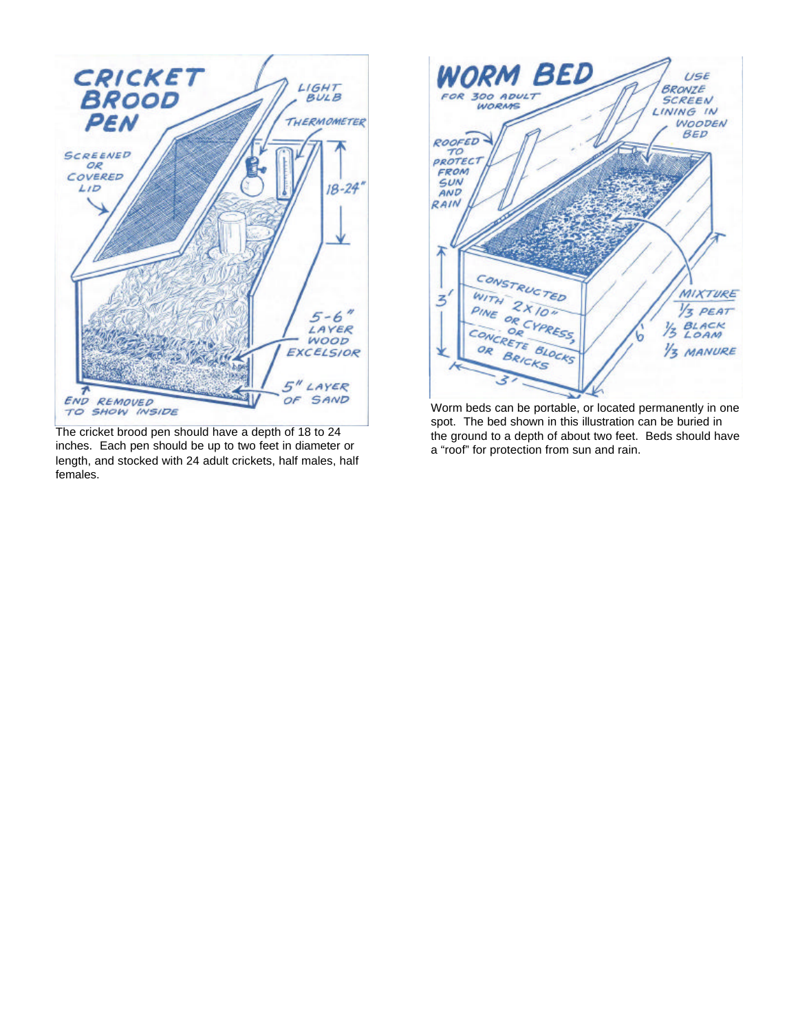CRICKET BROOD PEN

SCREENED OR COVERED LID

LIGHT BULB

THERMOMETER

18-24"

5-6" LAYER WOOD EXCELSIOR

5" LAYER OF SAND

END REMOVED TO SHOW INSIDE

The cricket brood pen should have a depth of 18 to 24 inches. Each pen should be up to two feet in diameter or length, and stocked with 24 adult crickets, half males, half females.

WORM BED

FOR 300 ADULT WORMS

ROOFED TO PROTECT FROM SUN AND RAIN

USE BRONZE SCREEN LINING IN WOODEN BED

3'

CONSTRUCTED WITH 2 X 10" PINE OR CYPRESS, OR CONCRETE BLOCKS OR BRICKS

MIXTURE 1/3 PEAT 1/3 BLACK LOAM 1/3 MANURE

6'

3'

Worm beds can be portable, or located permanently in one spot. The bed shown in this illustration can be buried in the ground to a depth of about two feet. Beds should have a "roof" for protection from sun and rain.